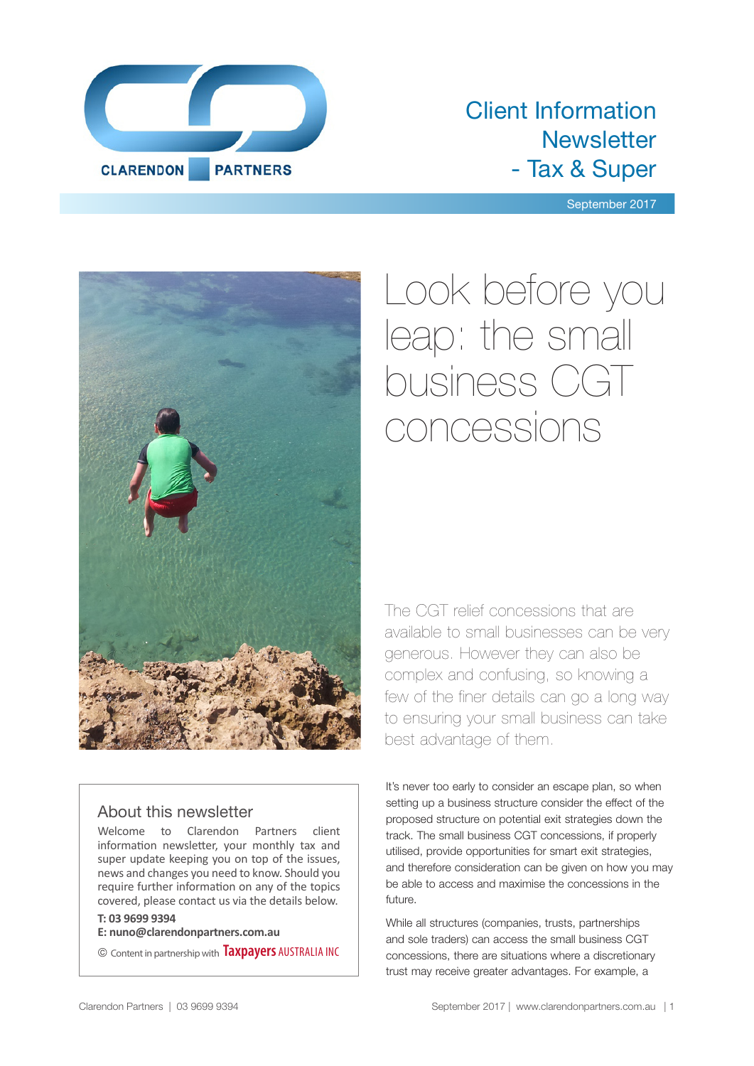# Client Information Newsletter - Tax & Super

September 2017

# Look before you leap: the small business CGT concessions

The CGT relief concessions that are available to small businesses can be very generous. However they can also be complex and confusing, so knowing a few of the finer details can go a long way to ensuring your small business can take best advantage of them.

It's never too early to consider an escape plan, so when setting up a business structure consider the effect of the proposed structure on potential exit strategies down the track. The small business CGT concessions, if properly utilised, provide opportunities for smart exit strategies, and therefore consideration can be given on how you may be able to access and maximise the concessions in the future.

While all structures (companies, trusts, partnerships and sole traders) can access the small business CGT concessions, there are situations where a discretionary trust may receive greater advantages. For example, a

## About this newsletter

Welcome to Clarendon Partners client information newsletter, your monthly tax and super update keeping you on top of the issues, news and changes you need to know. Should you require further information on any of the topics covered, please contact us via the details below.

**T: 03 9699 9394**
**E: nuno@clarendonpartners.com.au**

© Content in partnership with Taxpayers AUSTRALIA INC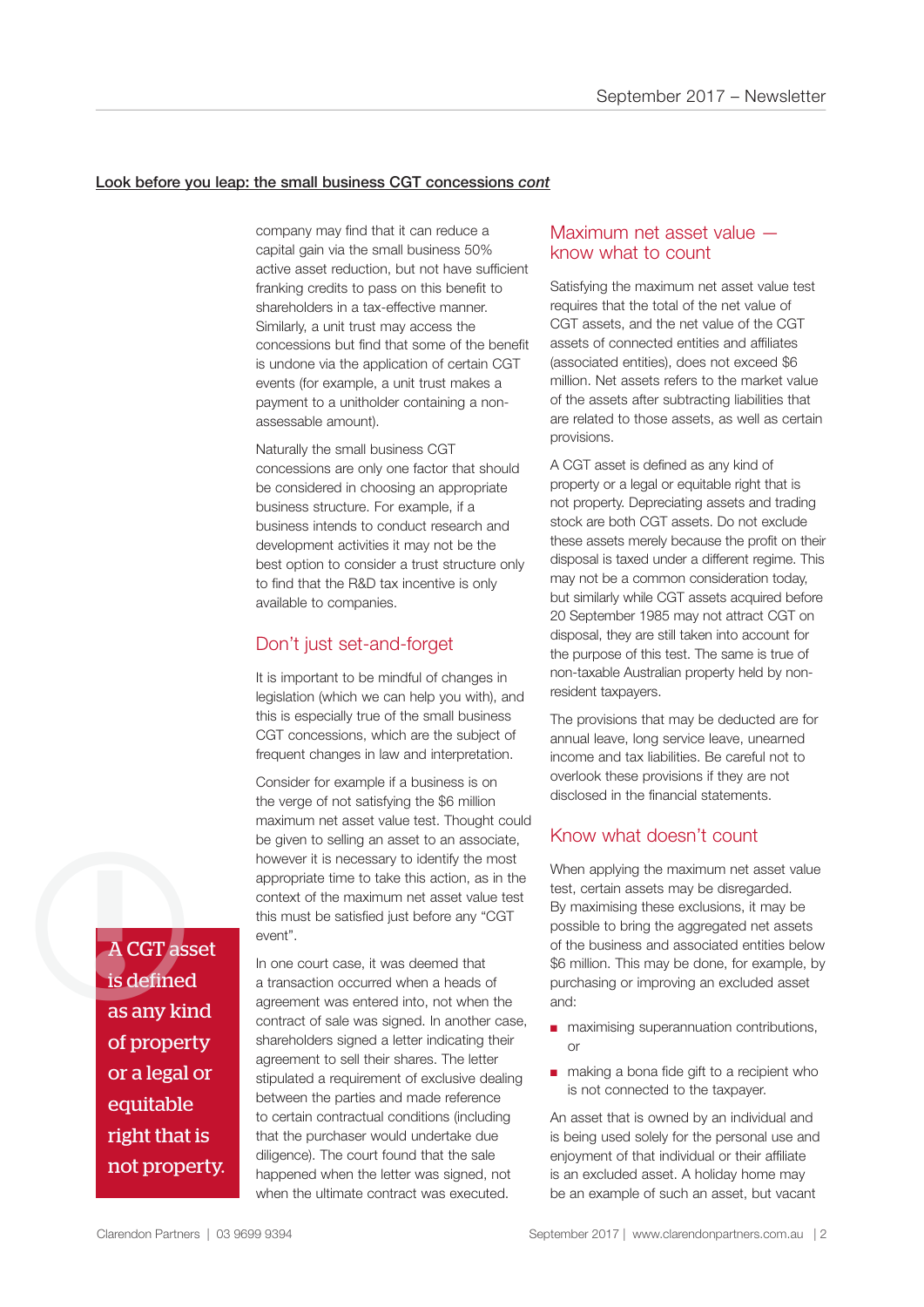## Look before you leap: the small business CGT concessions *cont*

company may find that it can reduce a capital gain via the small business 50% active asset reduction, but not have sufficient franking credits to pass on this benefit to shareholders in a tax-effective manner. Similarly, a unit trust may access the concessions but find that some of the benefit is undone via the application of certain CGT events (for example, a unit trust makes a payment to a unitholder containing a non-assessable amount).

Naturally the small business CGT concessions are only one factor that should be considered in choosing an appropriate business structure. For example, if a business intends to conduct research and development activities it may not be the best option to consider a trust structure only to find that the R&D tax incentive is only available to companies.

### Don't just set-and-forget

It is important to be mindful of changes in legislation (which we can help you with), and this is especially true of the small business CGT concessions, which are the subject of frequent changes in law and interpretation.

Consider for example if a business is on the verge of not satisfying the $6 million maximum net asset value test. Thought could be given to selling an asset to an associate, however it is necessary to identify the most appropriate time to take this action, as in the context of the maximum net asset value test this must be satisfied just before any "CGT event".

In one court case, it was deemed that a transaction occurred when a heads of agreement was entered into, not when the contract of sale was signed. In another case, shareholders signed a letter indicating their agreement to sell their shares. The letter stipulated a requirement of exclusive dealing between the parties and made reference to certain contractual conditions (including that the purchaser would undertake due diligence). The court found that the sale happened when the letter was signed, not when the ultimate contract was executed.

> A CGT asset is defined as any kind of property or a legal or equitable right that is not property.

### Maximum net asset value — know what to count

Satisfying the maximum net asset value test requires that the total of the net value of CGT assets, and the net value of the CGT assets of connected entities and affiliates (associated entities), does not exceed $6 million. Net assets refers to the market value of the assets after subtracting liabilities that are related to those assets, as well as certain provisions.

A CGT asset is defined as any kind of property or a legal or equitable right that is not property. Depreciating assets and trading stock are both CGT assets. Do not exclude these assets merely because the profit on their disposal is taxed under a different regime. This may not be a common consideration today, but similarly while CGT assets acquired before 20 September 1985 may not attract CGT on disposal, they are still taken into account for the purpose of this test. The same is true of non-taxable Australian property held by non-resident taxpayers.

The provisions that may be deducted are for annual leave, long service leave, unearned income and tax liabilities. Be careful not to overlook these provisions if they are not disclosed in the financial statements.

### Know what doesn't count

When applying the maximum net asset value test, certain assets may be disregarded. By maximising these exclusions, it may be possible to bring the aggregated net assets of the business and associated entities below $6 million. This may be done, for example, by purchasing or improving an excluded asset and:

- maximising superannuation contributions, or
- making a bona fide gift to a recipient who is not connected to the taxpayer.

An asset that is owned by an individual and is being used solely for the personal use and enjoyment of that individual or their affiliate is an excluded asset. A holiday home may be an example of such an asset, but vacant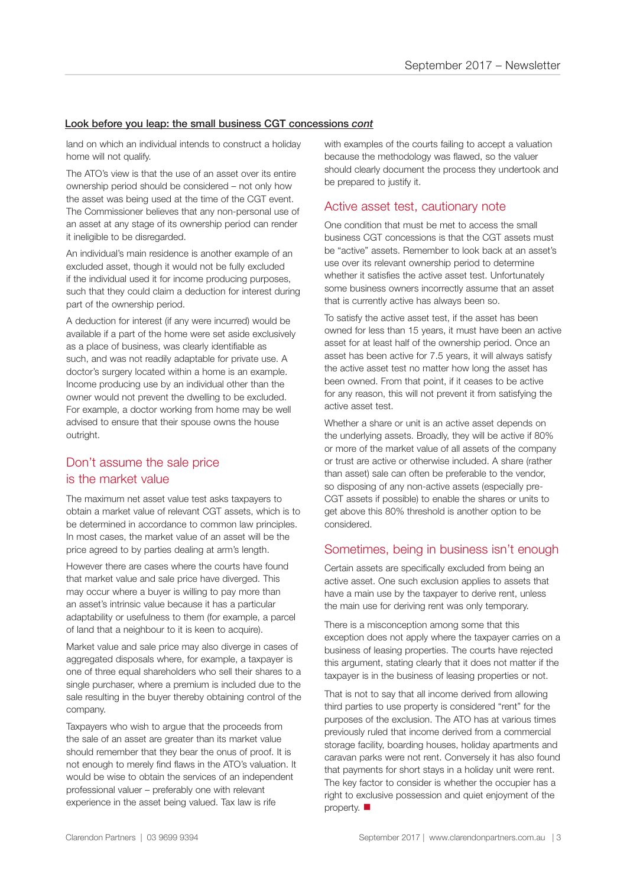**Look before you leap: the small business CGT concessions *cont***

land on which an individual intends to construct a holiday home will not qualify.

The ATO's view is that the use of an asset over its entire ownership period should be considered – not only how the asset was being used at the time of the CGT event. The Commissioner believes that any non-personal use of an asset at any stage of its ownership period can render it ineligible to be disregarded.

An individual's main residence is another example of an excluded asset, though it would not be fully excluded if the individual used it for income producing purposes, such that they could claim a deduction for interest during part of the ownership period.

A deduction for interest (if any were incurred) would be available if a part of the home were set aside exclusively as a place of business, was clearly identifiable as such, and was not readily adaptable for private use. A doctor's surgery located within a home is an example. Income producing use by an individual other than the owner would not prevent the dwelling to be excluded. For example, a doctor working from home may be well advised to ensure that their spouse owns the house outright.

## Don't assume the sale price is the market value

The maximum net asset value test asks taxpayers to obtain a market value of relevant CGT assets, which is to be determined in accordance to common law principles. In most cases, the market value of an asset will be the price agreed to by parties dealing at arm's length.

However there are cases where the courts have found that market value and sale price have diverged. This may occur where a buyer is willing to pay more than an asset's intrinsic value because it has a particular adaptability or usefulness to them (for example, a parcel of land that a neighbour to it is keen to acquire).

Market value and sale price may also diverge in cases of aggregated disposals where, for example, a taxpayer is one of three equal shareholders who sell their shares to a single purchaser, where a premium is included due to the sale resulting in the buyer thereby obtaining control of the company.

Taxpayers who wish to argue that the proceeds from the sale of an asset are greater than its market value should remember that they bear the onus of proof. It is not enough to merely find flaws in the ATO's valuation. It would be wise to obtain the services of an independent professional valuer – preferably one with relevant experience in the asset being valued. Tax law is rife with examples of the courts failing to accept a valuation because the methodology was flawed, so the valuer should clearly document the process they undertook and be prepared to justify it.

## Active asset test, cautionary note

One condition that must be met to access the small business CGT concessions is that the CGT assets must be "active" assets. Remember to look back at an asset's use over its relevant ownership period to determine whether it satisfies the active asset test. Unfortunately some business owners incorrectly assume that an asset that is currently active has always been so.

To satisfy the active asset test, if the asset has been owned for less than 15 years, it must have been an active asset for at least half of the ownership period. Once an asset has been active for 7.5 years, it will always satisfy the active asset test no matter how long the asset has been owned. From that point, if it ceases to be active for any reason, this will not prevent it from satisfying the active asset test.

Whether a share or unit is an active asset depends on the underlying assets. Broadly, they will be active if 80% or more of the market value of all assets of the company or trust are active or otherwise included. A share (rather than asset) sale can often be preferable to the vendor, so disposing of any non-active assets (especially pre-CGT assets if possible) to enable the shares or units to get above this 80% threshold is another option to be considered.

## Sometimes, being in business isn't enough

Certain assets are specifically excluded from being an active asset. One such exclusion applies to assets that have a main use by the taxpayer to derive rent, unless the main use for deriving rent was only temporary.

There is a misconception among some that this exception does not apply where the taxpayer carries on a business of leasing properties. The courts have rejected this argument, stating clearly that it does not matter if the taxpayer is in the business of leasing properties or not.

That is not to say that all income derived from allowing third parties to use property is considered "rent" for the purposes of the exclusion. The ATO has at various times previously ruled that income derived from a commercial storage facility, boarding houses, holiday apartments and caravan parks were not rent. Conversely it has also found that payments for short stays in a holiday unit were rent. The key factor to consider is whether the occupier has a right to exclusive possession and quiet enjoyment of the property. ■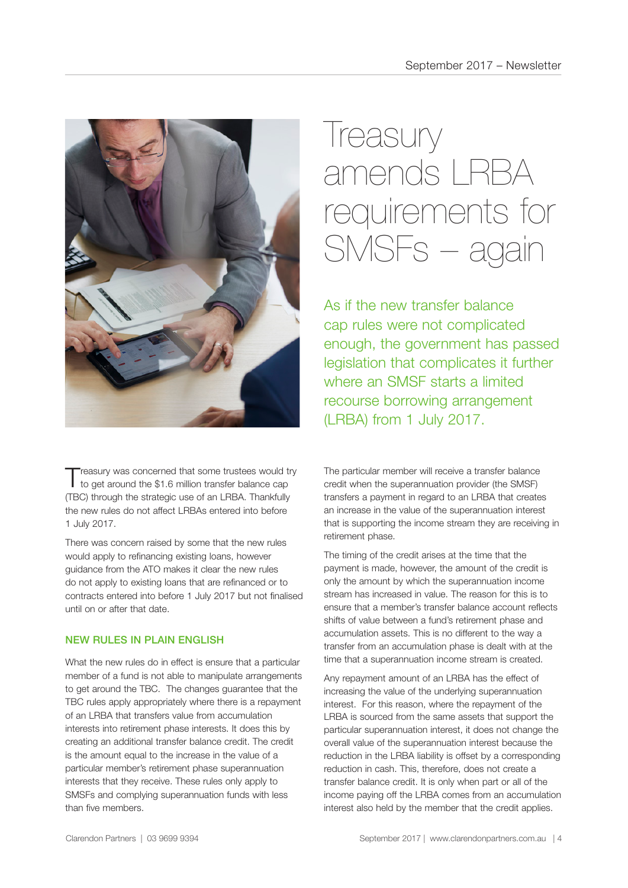# Treasury amends LRBA requirements for SMSFs – again

As if the new transfer balance cap rules were not complicated enough, the government has passed legislation that complicates it further where an SMSF starts a limited recourse borrowing arrangement (LRBA) from 1 July 2017.

Treasury was concerned that some trustees would try to get around the $1.6 million transfer balance cap (TBC) through the strategic use of an LRBA. Thankfully the new rules do not affect LRBAs entered into before 1 July 2017.

There was concern raised by some that the new rules would apply to refinancing existing loans, however guidance from the ATO makes it clear the new rules do not apply to existing loans that are refinanced or to contracts entered into before 1 July 2017 but not finalised until on or after that date.

## NEW RULES IN PLAIN ENGLISH

What the new rules do in effect is ensure that a particular member of a fund is not able to manipulate arrangements to get around the TBC. The changes guarantee that the TBC rules apply appropriately where there is a repayment of an LRBA that transfers value from accumulation interests into retirement phase interests. It does this by creating an additional transfer balance credit. The credit is the amount equal to the increase in the value of a particular member's retirement phase superannuation interests that they receive. These rules only apply to SMSFs and complying superannuation funds with less than five members.

The particular member will receive a transfer balance credit when the superannuation provider (the SMSF) transfers a payment in regard to an LRBA that creates an increase in the value of the superannuation interest that is supporting the income stream they are receiving in retirement phase.

The timing of the credit arises at the time that the payment is made, however, the amount of the credit is only the amount by which the superannuation income stream has increased in value. The reason for this is to ensure that a member's transfer balance account reflects shifts of value between a fund's retirement phase and accumulation assets. This is no different to the way a transfer from an accumulation phase is dealt with at the time that a superannuation income stream is created.

Any repayment amount of an LRBA has the effect of increasing the value of the underlying superannuation interest. For this reason, where the repayment of the LRBA is sourced from the same assets that support the particular superannuation interest, it does not change the overall value of the superannuation interest because the reduction in the LRBA liability is offset by a corresponding reduction in cash. This, therefore, does not create a transfer balance credit. It is only when part or all of the income paying off the LRBA comes from an accumulation interest also held by the member that the credit applies.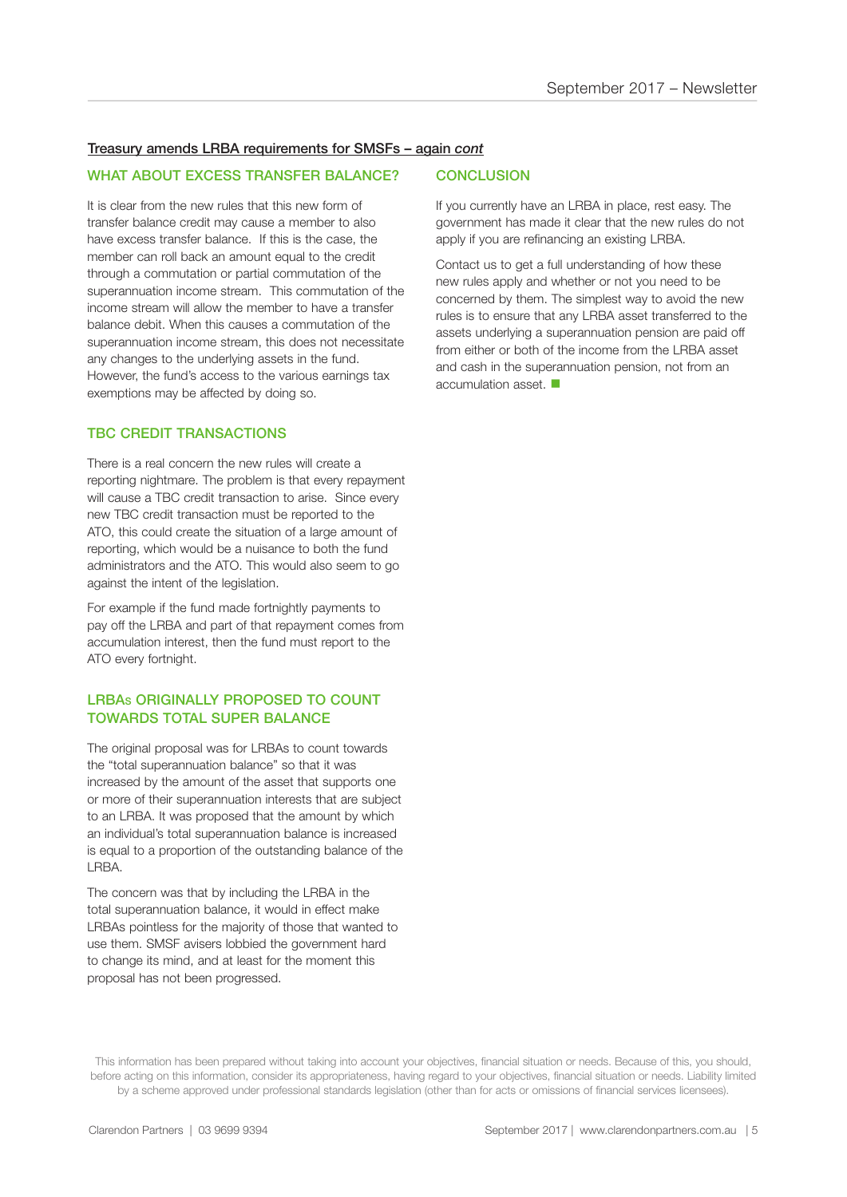Treasury amends LRBA requirements for SMSFs – again *cont*

## WHAT ABOUT EXCESS TRANSFER BALANCE?

It is clear from the new rules that this new form of transfer balance credit may cause a member to also have excess transfer balance. If this is the case, the member can roll back an amount equal to the credit through a commutation or partial commutation of the superannuation income stream. This commutation of the income stream will allow the member to have a transfer balance debit. When this causes a commutation of the superannuation income stream, this does not necessitate any changes to the underlying assets in the fund. However, the fund's access to the various earnings tax exemptions may be affected by doing so.

## TBC CREDIT TRANSACTIONS

There is a real concern the new rules will create a reporting nightmare. The problem is that every repayment will cause a TBC credit transaction to arise. Since every new TBC credit transaction must be reported to the ATO, this could create the situation of a large amount of reporting, which would be a nuisance to both the fund administrators and the ATO. This would also seem to go against the intent of the legislation.

For example if the fund made fortnightly payments to pay off the LRBA and part of that repayment comes from accumulation interest, then the fund must report to the ATO every fortnight.

## LRBAs ORIGINALLY PROPOSED TO COUNT TOWARDS TOTAL SUPER BALANCE

The original proposal was for LRBAs to count towards the "total superannuation balance" so that it was increased by the amount of the asset that supports one or more of their superannuation interests that are subject to an LRBA. It was proposed that the amount by which an individual's total superannuation balance is increased is equal to a proportion of the outstanding balance of the LRBA.

The concern was that by including the LRBA in the total superannuation balance, it would in effect make LRBAs pointless for the majority of those that wanted to use them. SMSF avisers lobbied the government hard to change its mind, and at least for the moment this proposal has not been progressed.

## CONCLUSION

If you currently have an LRBA in place, rest easy. The government has made it clear that the new rules do not apply if you are refinancing an existing LRBA.

Contact us to get a full understanding of how these new rules apply and whether or not you need to be concerned by them. The simplest way to avoid the new rules is to ensure that any LRBA asset transferred to the assets underlying a superannuation pension are paid off from either or both of the income from the LRBA asset and cash in the superannuation pension, not from an accumulation asset. ■

This information has been prepared without taking into account your objectives, financial situation or needs. Because of this, you should, before acting on this information, consider its appropriateness, having regard to your objectives, financial situation or needs. Liability limited by a scheme approved under professional standards legislation (other than for acts or omissions of financial services licensees).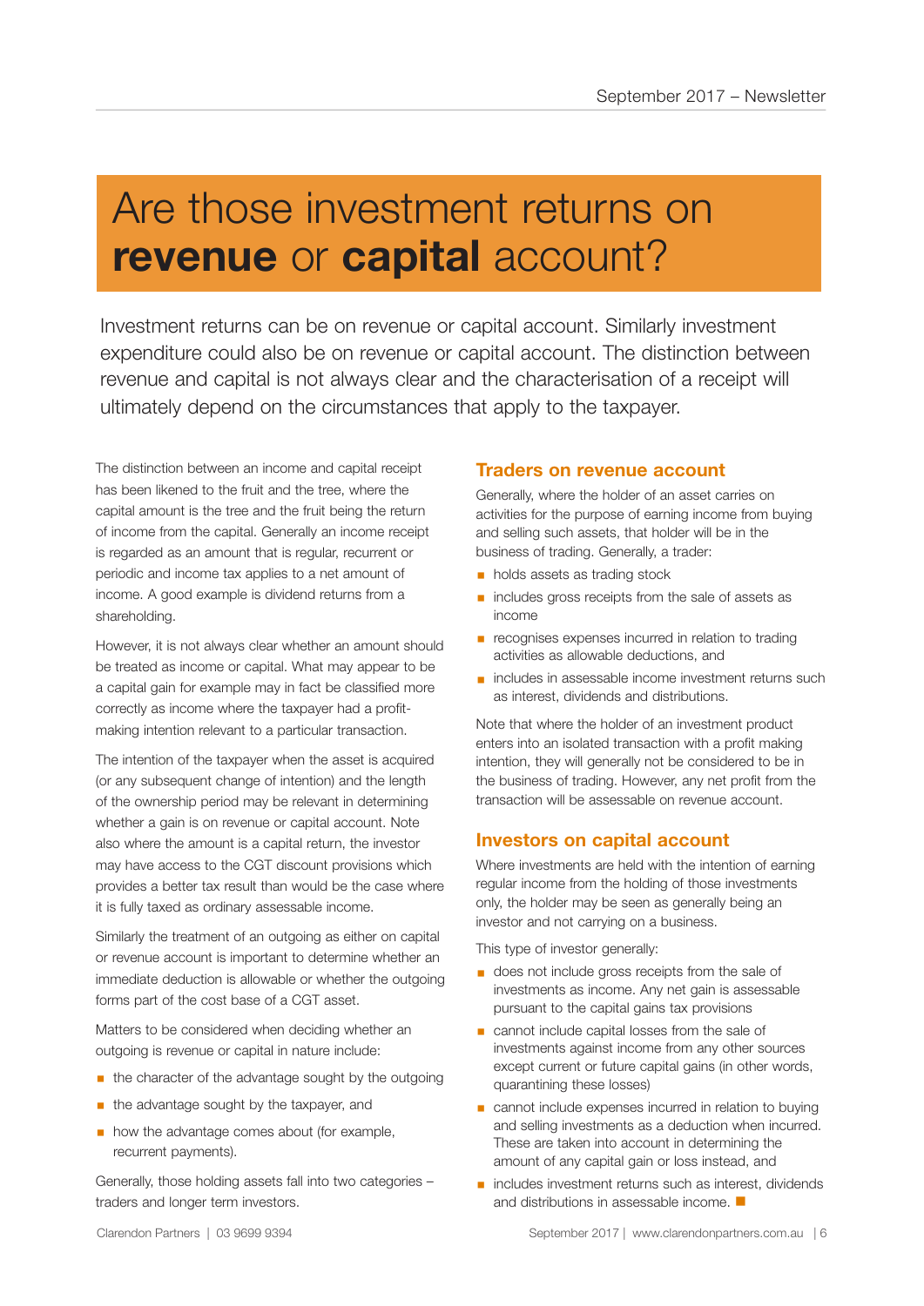# Are those investment returns on **revenue** or **capital** account?

Investment returns can be on revenue or capital account. Similarly investment expenditure could also be on revenue or capital account. The distinction between revenue and capital is not always clear and the characterisation of a receipt will ultimately depend on the circumstances that apply to the taxpayer.

The distinction between an income and capital receipt has been likened to the fruit and the tree, where the capital amount is the tree and the fruit being the return of income from the capital. Generally an income receipt is regarded as an amount that is regular, recurrent or periodic and income tax applies to a net amount of income. A good example is dividend returns from a shareholding.

However, it is not always clear whether an amount should be treated as income or capital. What may appear to be a capital gain for example may in fact be classified more correctly as income where the taxpayer had a profit-making intention relevant to a particular transaction.

The intention of the taxpayer when the asset is acquired (or any subsequent change of intention) and the length of the ownership period may be relevant in determining whether a gain is on revenue or capital account. Note also where the amount is a capital return, the investor may have access to the CGT discount provisions which provides a better tax result than would be the case where it is fully taxed as ordinary assessable income.

Similarly the treatment of an outgoing as either on capital or revenue account is important to determine whether an immediate deduction is allowable or whether the outgoing forms part of the cost base of a CGT asset.

Matters to be considered when deciding whether an outgoing is revenue or capital in nature include:

- the character of the advantage sought by the outgoing
- the advantage sought by the taxpayer, and
- how the advantage comes about (for example, recurrent payments).

Generally, those holding assets fall into two categories – traders and longer term investors.

## Traders on revenue account

Generally, where the holder of an asset carries on activities for the purpose of earning income from buying and selling such assets, that holder will be in the business of trading. Generally, a trader:

- holds assets as trading stock
- includes gross receipts from the sale of assets as income
- recognises expenses incurred in relation to trading activities as allowable deductions, and
- includes in assessable income investment returns such as interest, dividends and distributions.

Note that where the holder of an investment product enters into an isolated transaction with a profit making intention, they will generally not be considered to be in the business of trading. However, any net profit from the transaction will be assessable on revenue account.

## Investors on capital account

Where investments are held with the intention of earning regular income from the holding of those investments only, the holder may be seen as generally being an investor and not carrying on a business.

This type of investor generally:

- does not include gross receipts from the sale of investments as income. Any net gain is assessable pursuant to the capital gains tax provisions
- cannot include capital losses from the sale of investments against income from any other sources except current or future capital gains (in other words, quarantining these losses)
- cannot include expenses incurred in relation to buying and selling investments as a deduction when incurred. These are taken into account in determining the amount of any capital gain or loss instead, and
- includes investment returns such as interest, dividends and distributions in assessable income. ■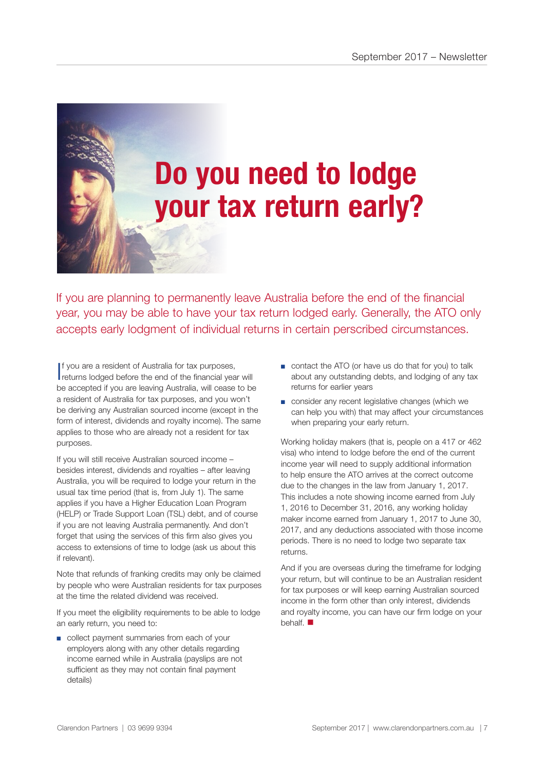# Do you need to lodge your tax return early?

If you are planning to permanently leave Australia before the end of the financial year, you may be able to have your tax return lodged early. Generally, the ATO only accepts early lodgment of individual returns in certain perscribed circumstances.

If you are a resident of Australia for tax purposes, returns lodged before the end of the financial year will be accepted if you are leaving Australia, will cease to be a resident of Australia for tax purposes, and you won't be deriving any Australian sourced income (except in the form of interest, dividends and royalty income). The same applies to those who are already not a resident for tax purposes.

If you will still receive Australian sourced income – besides interest, dividends and royalties – after leaving Australia, you will be required to lodge your return in the usual tax time period (that is, from July 1). The same applies if you have a Higher Education Loan Program (HELP) or Trade Support Loan (TSL) debt, and of course if you are not leaving Australia permanently. And don't forget that using the services of this firm also gives you access to extensions of time to lodge (ask us about this if relevant).

Note that refunds of franking credits may only be claimed by people who were Australian residents for tax purposes at the time the related dividend was received.

If you meet the eligibility requirements to be able to lodge an early return, you need to:

- collect payment summaries from each of your employers along with any other details regarding income earned while in Australia (payslips are not sufficient as they may not contain final payment details)
- contact the ATO (or have us do that for you) to talk about any outstanding debts, and lodging of any tax returns for earlier years
- consider any recent legislative changes (which we can help you with) that may affect your circumstances when preparing your early return.

Working holiday makers (that is, people on a 417 or 462 visa) who intend to lodge before the end of the current income year will need to supply additional information to help ensure the ATO arrives at the correct outcome due to the changes in the law from January 1, 2017. This includes a note showing income earned from July 1, 2016 to December 31, 2016, any working holiday maker income earned from January 1, 2017 to June 30, 2017, and any deductions associated with those income periods. There is no need to lodge two separate tax returns.

And if you are overseas during the timeframe for lodging your return, but will continue to be an Australian resident for tax purposes or will keep earning Australian sourced income in the form other than only interest, dividends and royalty income, you can have our firm lodge on your behalf. ■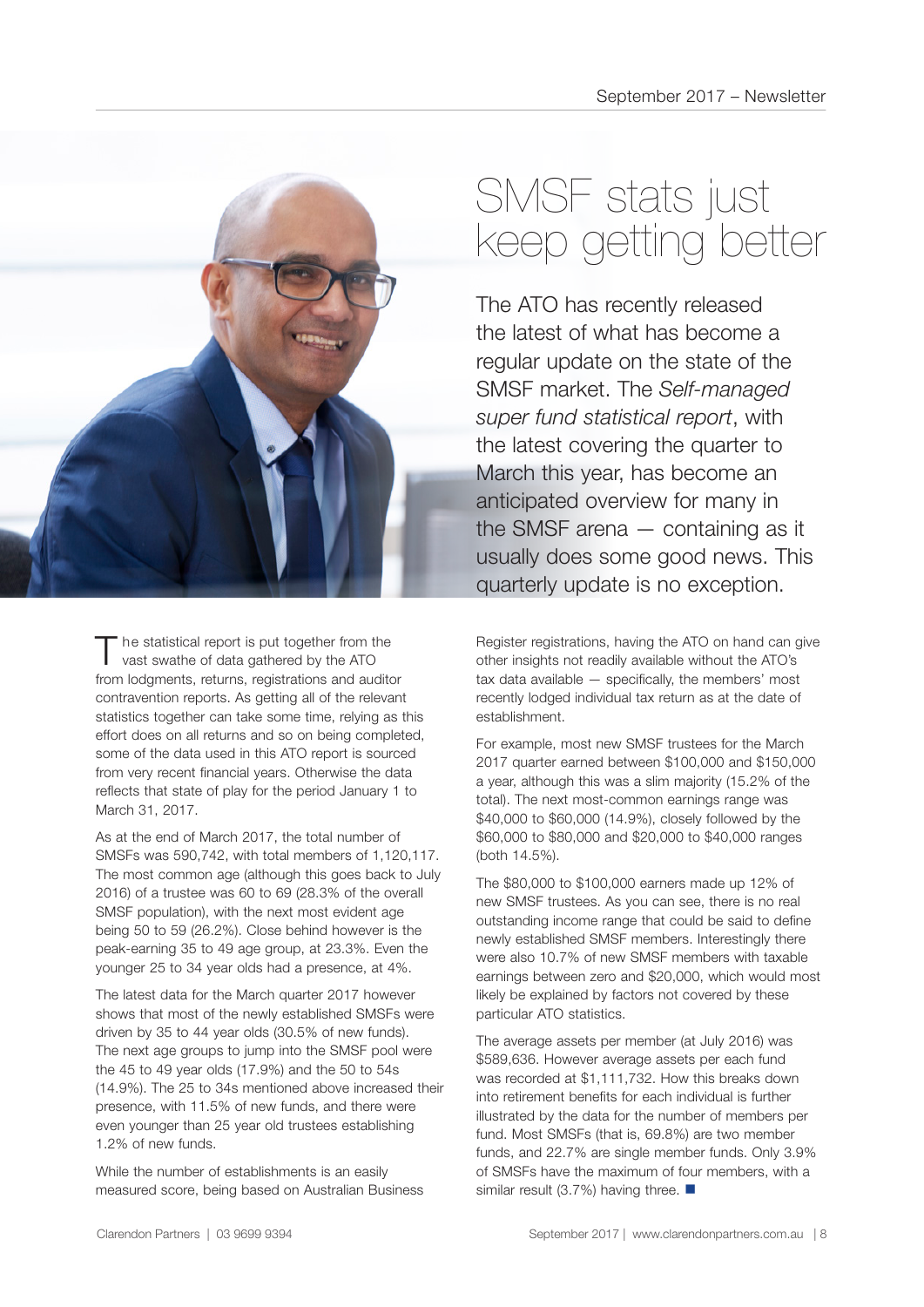# SMSF stats just keep getting better

The ATO has recently released the latest of what has become a regular update on the state of the SMSF market. The *Self-managed super fund statistical report*, with the latest covering the quarter to March this year, has become an anticipated overview for many in the SMSF arena — containing as it usually does some good news. This quarterly update is no exception.

The statistical report is put together from the vast swathe of data gathered by the ATO from lodgments, returns, registrations and auditor contravention reports. As getting all of the relevant statistics together can take some time, relying as this effort does on all returns and so on being completed, some of the data used in this ATO report is sourced from very recent financial years. Otherwise the data reflects that state of play for the period January 1 to March 31, 2017.

As at the end of March 2017, the total number of SMSFs was 590,742, with total members of 1,120,117. The most common age (although this goes back to July 2016) of a trustee was 60 to 69 (28.3% of the overall SMSF population), with the next most evident age being 50 to 59 (26.2%). Close behind however is the peak-earning 35 to 49 age group, at 23.3%. Even the younger 25 to 34 year olds had a presence, at 4%.

The latest data for the March quarter 2017 however shows that most of the newly established SMSFs were driven by 35 to 44 year olds (30.5% of new funds). The next age groups to jump into the SMSF pool were the 45 to 49 year olds (17.9%) and the 50 to 54s (14.9%). The 25 to 34s mentioned above increased their presence, with 11.5% of new funds, and there were even younger than 25 year old trustees establishing 1.2% of new funds.

While the number of establishments is an easily measured score, being based on Australian Business Register registrations, having the ATO on hand can give other insights not readily available without the ATO's tax data available — specifically, the members' most recently lodged individual tax return as at the date of establishment.

For example, most new SMSF trustees for the March 2017 quarter earned between $100,000 and $150,000 a year, although this was a slim majority (15.2% of the total). The next most-common earnings range was $40,000 to $60,000 (14.9%), closely followed by the $60,000 to $80,000 and $20,000 to $40,000 ranges (both 14.5%).

The $80,000 to $100,000 earners made up 12% of new SMSF trustees. As you can see, there is no real outstanding income range that could be said to define newly established SMSF members. Interestingly there were also 10.7% of new SMSF members with taxable earnings between zero and $20,000, which would most likely be explained by factors not covered by these particular ATO statistics.

The average assets per member (at July 2016) was $589,636. However average assets per each fund was recorded at $1,111,732. How this breaks down into retirement benefits for each individual is further illustrated by the data for the number of members per fund. Most SMSFs (that is, 69.8%) are two member funds, and 22.7% are single member funds. Only 3.9% of SMSFs have the maximum of four members, with a similar result (3.7%) having three. ■